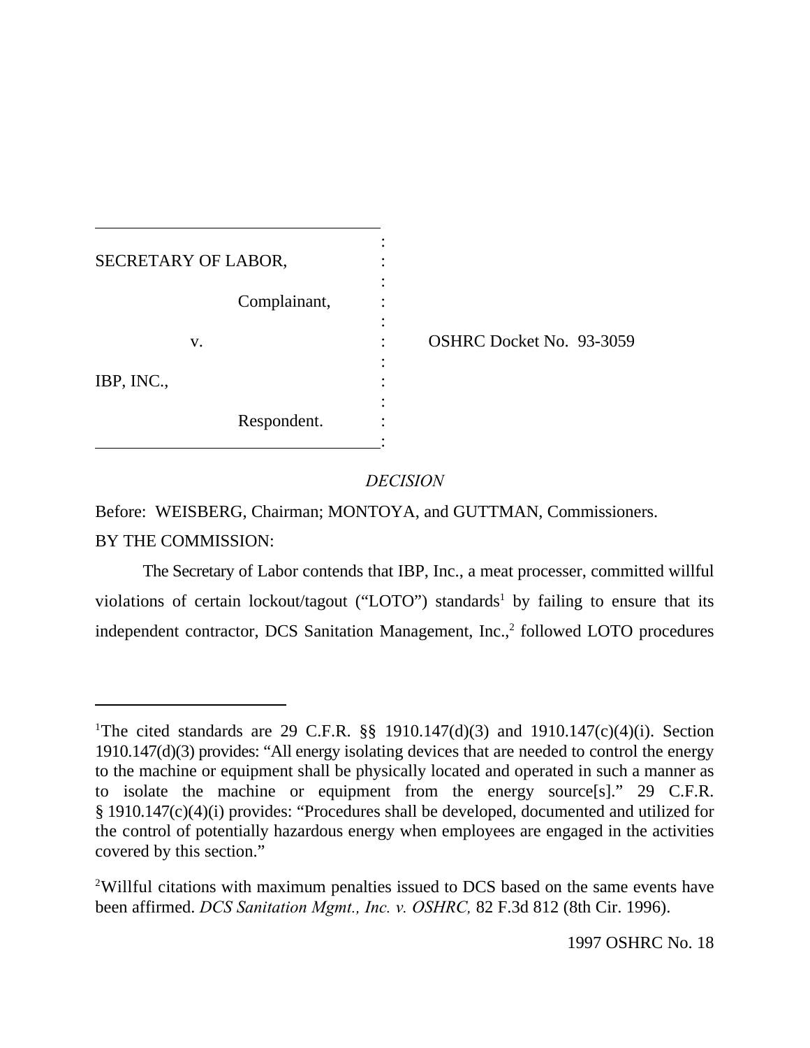SECRETARY OF LABOR,

Complainant,

v.

IBP, INC.,

Respondent.

OSHRC Docket No. 93-3059

*DECISION*

Before: WEISBERG, Chairman; MONTOYA, and GUTTMAN, Commissioners.

BY THE COMMISSION:

The Secretary of Labor contends that IBP, Inc., a meat processer, committed willful violations of certain lockout/tagout ("LOTO") standards[1] by failing to ensure that its independent contractor, DCS Sanitation Management, Inc.,[2] followed LOTO procedures

---

[1]The cited standards are 29 C.F.R. §§ 1910.147(d)(3) and 1910.147(c)(4)(i). Section 1910.147(d)(3) provides: "All energy isolating devices that are needed to control the energy to the machine or equipment shall be physically located and operated in such a manner as to isolate the machine or equipment from the energy source[s]." 29 C.F.R. § 1910.147(c)(4)(i) provides: "Procedures shall be developed, documented and utilized for the control of potentially hazardous energy when employees are engaged in the activities covered by this section."

[2]Willful citations with maximum penalties issued to DCS based on the same events have been affirmed. *DCS Sanitation Mgmt., Inc. v. OSHRC,* 82 F.3d 812 (8th Cir. 1996).

1997 OSHRC No. 18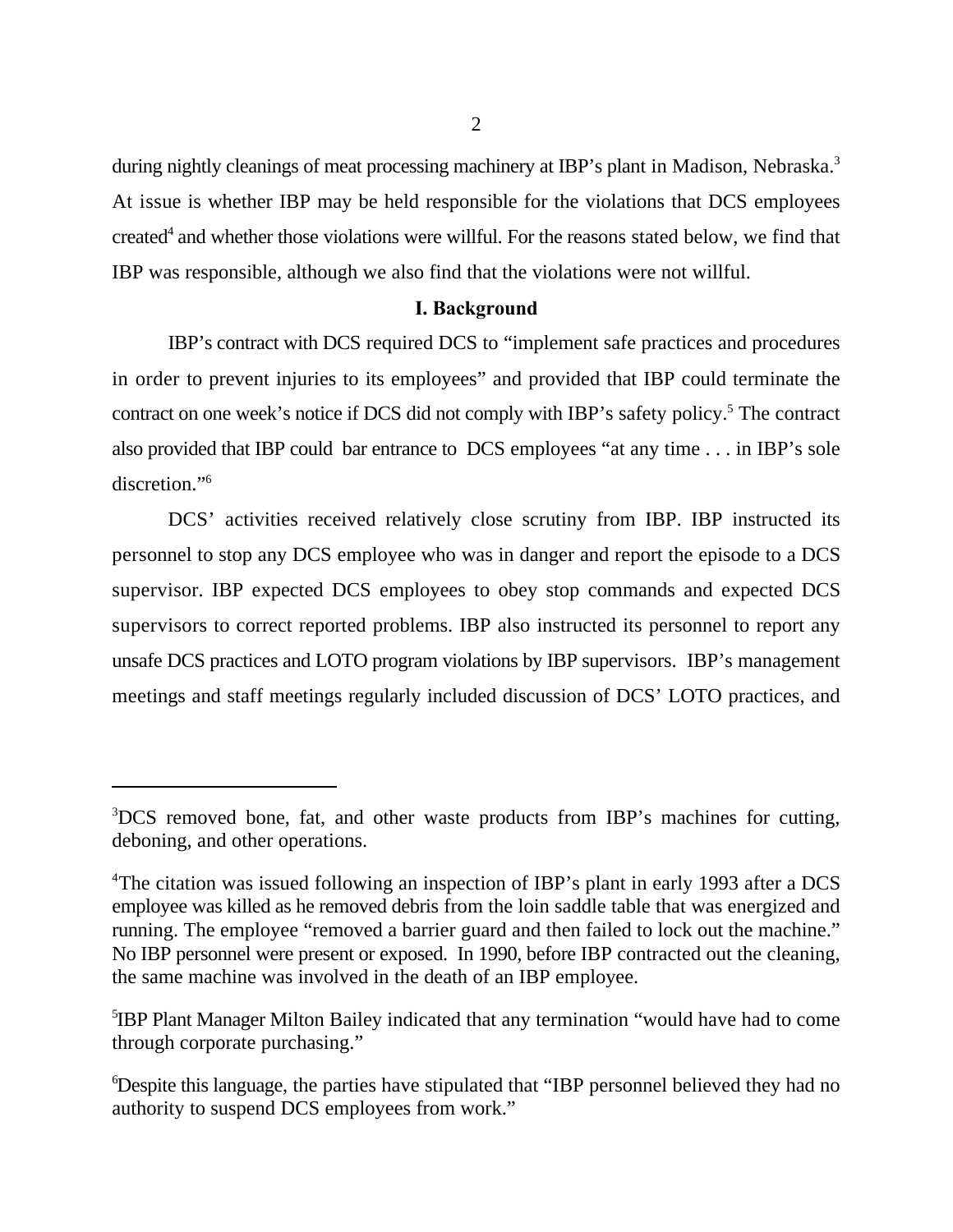during nightly cleanings of meat processing machinery at IBP's plant in Madison, Nebraska.[3] At issue is whether IBP may be held responsible for the violations that DCS employees created[4] and whether those violations were willful. For the reasons stated below, we find that IBP was responsible, although we also find that the violations were not willful.

## I. Background

IBP's contract with DCS required DCS to "implement safe practices and procedures in order to prevent injuries to its employees" and provided that IBP could terminate the contract on one week's notice if DCS did not comply with IBP's safety policy.[5] The contract also provided that IBP could bar entrance to DCS employees "at any time . . . in IBP's sole discretion."[6]

DCS' activities received relatively close scrutiny from IBP. IBP instructed its personnel to stop any DCS employee who was in danger and report the episode to a DCS supervisor. IBP expected DCS employees to obey stop commands and expected DCS supervisors to correct reported problems. IBP also instructed its personnel to report any unsafe DCS practices and LOTO program violations by IBP supervisors. IBP's management meetings and staff meetings regularly included discussion of DCS' LOTO practices, and

---

[3]DCS removed bone, fat, and other waste products from IBP's machines for cutting, deboning, and other operations.

[4]The citation was issued following an inspection of IBP's plant in early 1993 after a DCS employee was killed as he removed debris from the loin saddle table that was energized and running. The employee "removed a barrier guard and then failed to lock out the machine." No IBP personnel were present or exposed. In 1990, before IBP contracted out the cleaning, the same machine was involved in the death of an IBP employee.

[5]IBP Plant Manager Milton Bailey indicated that any termination "would have had to come through corporate purchasing."

[6]Despite this language, the parties have stipulated that "IBP personnel believed they had no authority to suspend DCS employees from work."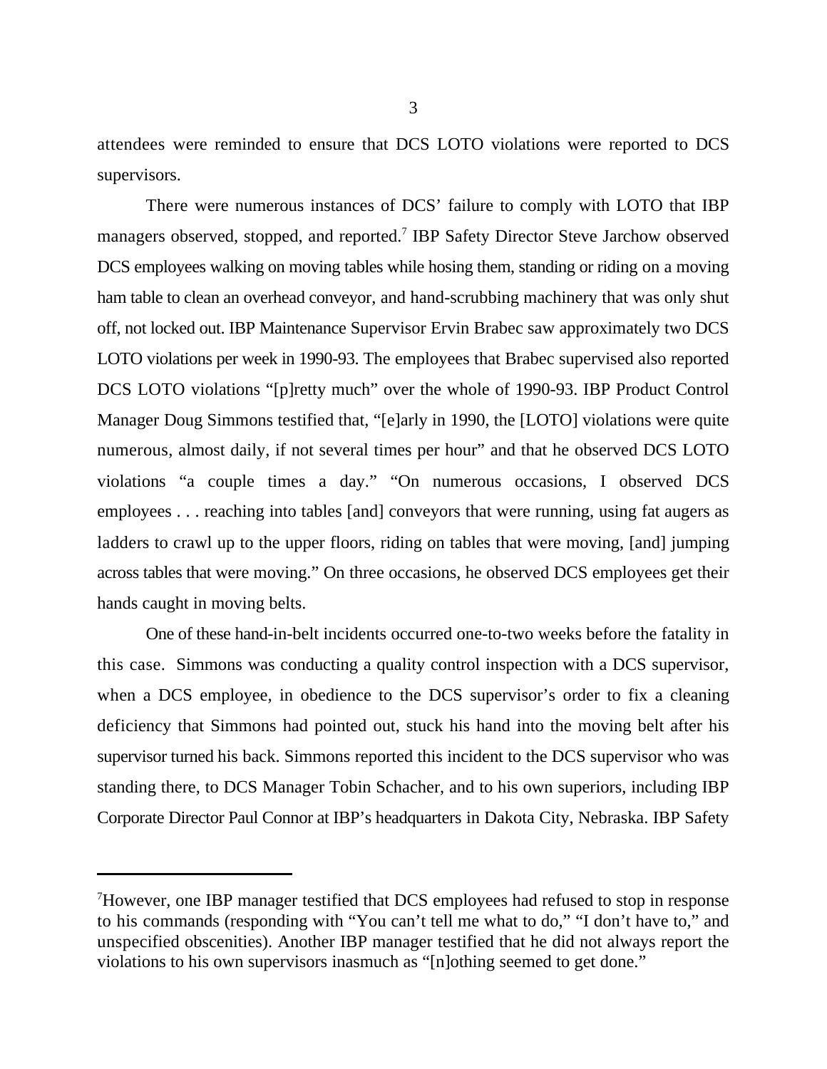attendees were reminded to ensure that DCS LOTO violations were reported to DCS supervisors.

There were numerous instances of DCS' failure to comply with LOTO that IBP managers observed, stopped, and reported.[7] IBP Safety Director Steve Jarchow observed DCS employees walking on moving tables while hosing them, standing or riding on a moving ham table to clean an overhead conveyor, and hand-scrubbing machinery that was only shut off, not locked out. IBP Maintenance Supervisor Ervin Brabec saw approximately two DCS LOTO violations per week in 1990-93. The employees that Brabec supervised also reported DCS LOTO violations "[p]retty much" over the whole of 1990-93. IBP Product Control Manager Doug Simmons testified that, "[e]arly in 1990, the [LOTO] violations were quite numerous, almost daily, if not several times per hour" and that he observed DCS LOTO violations "a couple times a day." "On numerous occasions, I observed DCS employees . . . reaching into tables [and] conveyors that were running, using fat augers as ladders to crawl up to the upper floors, riding on tables that were moving, [and] jumping across tables that were moving." On three occasions, he observed DCS employees get their hands caught in moving belts.

One of these hand-in-belt incidents occurred one-to-two weeks before the fatality in this case. Simmons was conducting a quality control inspection with a DCS supervisor, when a DCS employee, in obedience to the DCS supervisor's order to fix a cleaning deficiency that Simmons had pointed out, stuck his hand into the moving belt after his supervisor turned his back. Simmons reported this incident to the DCS supervisor who was standing there, to DCS Manager Tobin Schacher, and to his own superiors, including IBP Corporate Director Paul Connor at IBP's headquarters in Dakota City, Nebraska. IBP Safety

---

[7]However, one IBP manager testified that DCS employees had refused to stop in response to his commands (responding with "You can't tell me what to do," "I don't have to," and unspecified obscenities). Another IBP manager testified that he did not always report the violations to his own supervisors inasmuch as "[n]othing seemed to get done."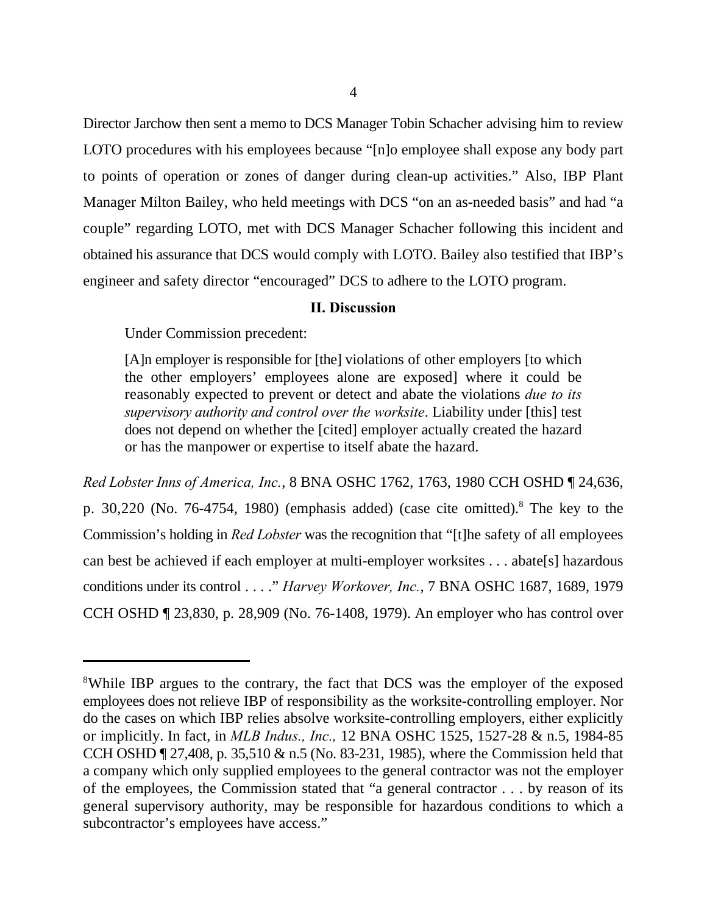Director Jarchow then sent a memo to DCS Manager Tobin Schacher advising him to review LOTO procedures with his employees because "[n]o employee shall expose any body part to points of operation or zones of danger during clean-up activities." Also, IBP Plant Manager Milton Bailey, who held meetings with DCS "on an as-needed basis" and had "a couple" regarding LOTO, met with DCS Manager Schacher following this incident and obtained his assurance that DCS would comply with LOTO. Bailey also testified that IBP's engineer and safety director "encouraged" DCS to adhere to the LOTO program.

## II. Discussion

Under Commission precedent:

> [A]n employer is responsible for [the] violations of other employers [to which the other employers' employees alone are exposed] where it could be reasonably expected to prevent or detect and abate the violations *due to its supervisory authority and control over the worksite*. Liability under [this] test does not depend on whether the [cited] employer actually created the hazard or has the manpower or expertise to itself abate the hazard.

*Red Lobster Inns of America, Inc.*, 8 BNA OSHC 1762, 1763, 1980 CCH OSHD ¶ 24,636, p. 30,220 (No. 76-4754, 1980) (emphasis added) (case cite omitted).[8] The key to the Commission's holding in *Red Lobster* was the recognition that "[t]he safety of all employees can best be achieved if each employer at multi-employer worksites . . . abate[s] hazardous conditions under its control . . . ." *Harvey Workover, Inc.*, 7 BNA OSHC 1687, 1689, 1979 CCH OSHD ¶ 23,830, p. 28,909 (No. 76-1408, 1979). An employer who has control over

---

[8]While IBP argues to the contrary, the fact that DCS was the employer of the exposed employees does not relieve IBP of responsibility as the worksite-controlling employer. Nor do the cases on which IBP relies absolve worksite-controlling employers, either explicitly or implicitly. In fact, in *MLB Indus., Inc.,* 12 BNA OSHC 1525, 1527-28 & n.5, 1984-85 CCH OSHD ¶ 27,408, p. 35,510 & n.5 (No. 83-231, 1985), where the Commission held that a company which only supplied employees to the general contractor was not the employer of the employees, the Commission stated that "a general contractor . . . by reason of its general supervisory authority, may be responsible for hazardous conditions to which a subcontractor's employees have access."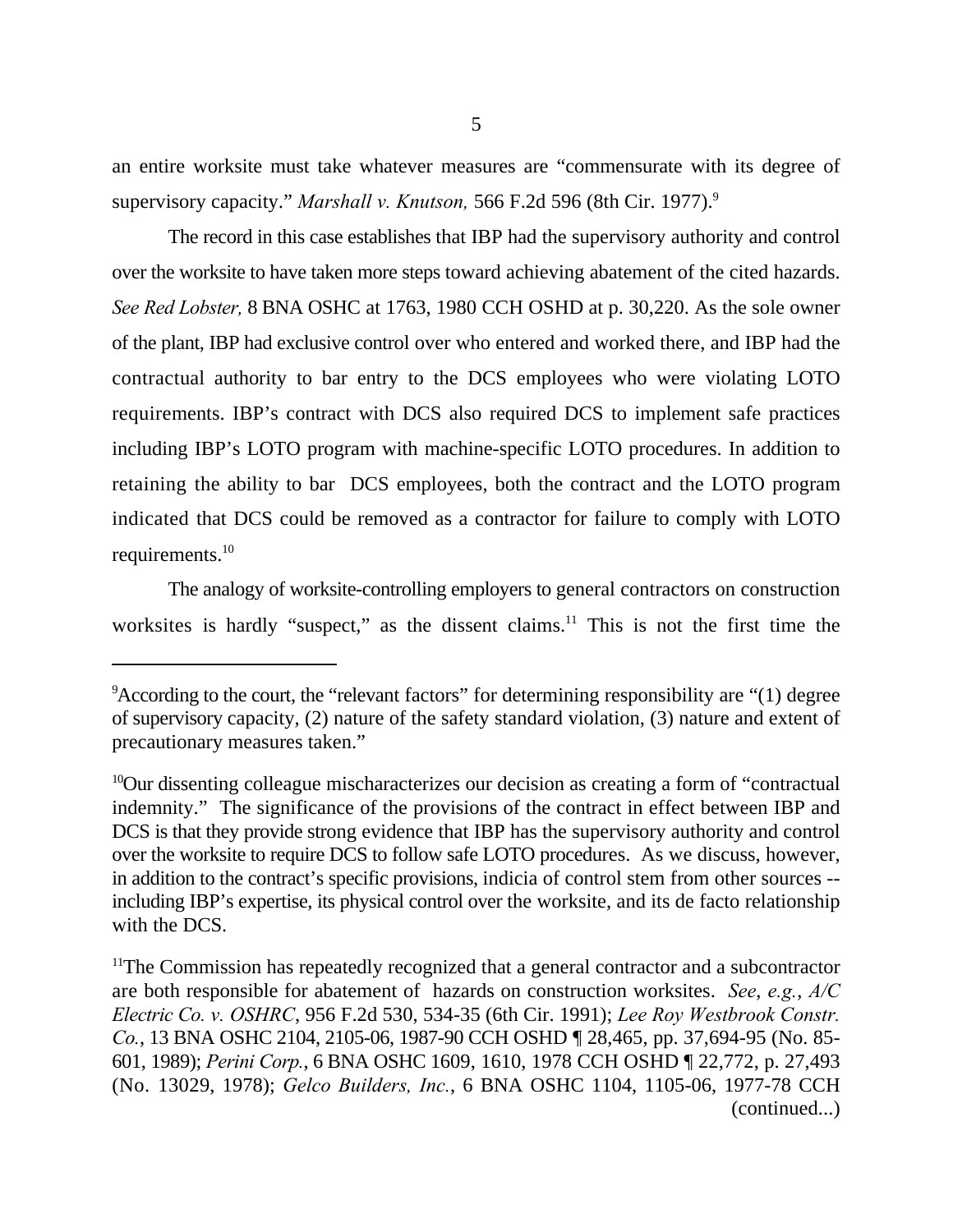an entire worksite must take whatever measures are "commensurate with its degree of supervisory capacity." *Marshall v. Knutson,* 566 F.2d 596 (8th Cir. 1977).[9]

The record in this case establishes that IBP had the supervisory authority and control over the worksite to have taken more steps toward achieving abatement of the cited hazards. *See Red Lobster,* 8 BNA OSHC at 1763, 1980 CCH OSHD at p. 30,220. As the sole owner of the plant, IBP had exclusive control over who entered and worked there, and IBP had the contractual authority to bar entry to the DCS employees who were violating LOTO requirements. IBP's contract with DCS also required DCS to implement safe practices including IBP's LOTO program with machine-specific LOTO procedures. In addition to retaining the ability to bar DCS employees, both the contract and the LOTO program indicated that DCS could be removed as a contractor for failure to comply with LOTO requirements.[10]

The analogy of worksite-controlling employers to general contractors on construction worksites is hardly "suspect," as the dissent claims.[11] This is not the first time the

---

[9]According to the court, the "relevant factors" for determining responsibility are "(1) degree of supervisory capacity, (2) nature of the safety standard violation, (3) nature and extent of precautionary measures taken."

[10]Our dissenting colleague mischaracterizes our decision as creating a form of "contractual indemnity." The significance of the provisions of the contract in effect between IBP and DCS is that they provide strong evidence that IBP has the supervisory authority and control over the worksite to require DCS to follow safe LOTO procedures. As we discuss, however, in addition to the contract's specific provisions, indicia of control stem from other sources -- including IBP's expertise, its physical control over the worksite, and its de facto relationship with the DCS.

[11]The Commission has repeatedly recognized that a general contractor and a subcontractor are both responsible for abatement of hazards on construction worksites. *See*, *e.g.*, *A/C Electric Co. v. OSHRC*, 956 F.2d 530, 534-35 (6th Cir. 1991); *Lee Roy Westbrook Constr. Co.*, 13 BNA OSHC 2104, 2105-06, 1987-90 CCH OSHD ¶ 28,465, pp. 37,694-95 (No. 85-601, 1989); *Perini Corp.*, 6 BNA OSHC 1609, 1610, 1978 CCH OSHD ¶ 22,772, p. 27,493 (No. 13029, 1978); *Gelco Builders, Inc.*, 6 BNA OSHC 1104, 1105-06, 1977-78 CCH (continued...)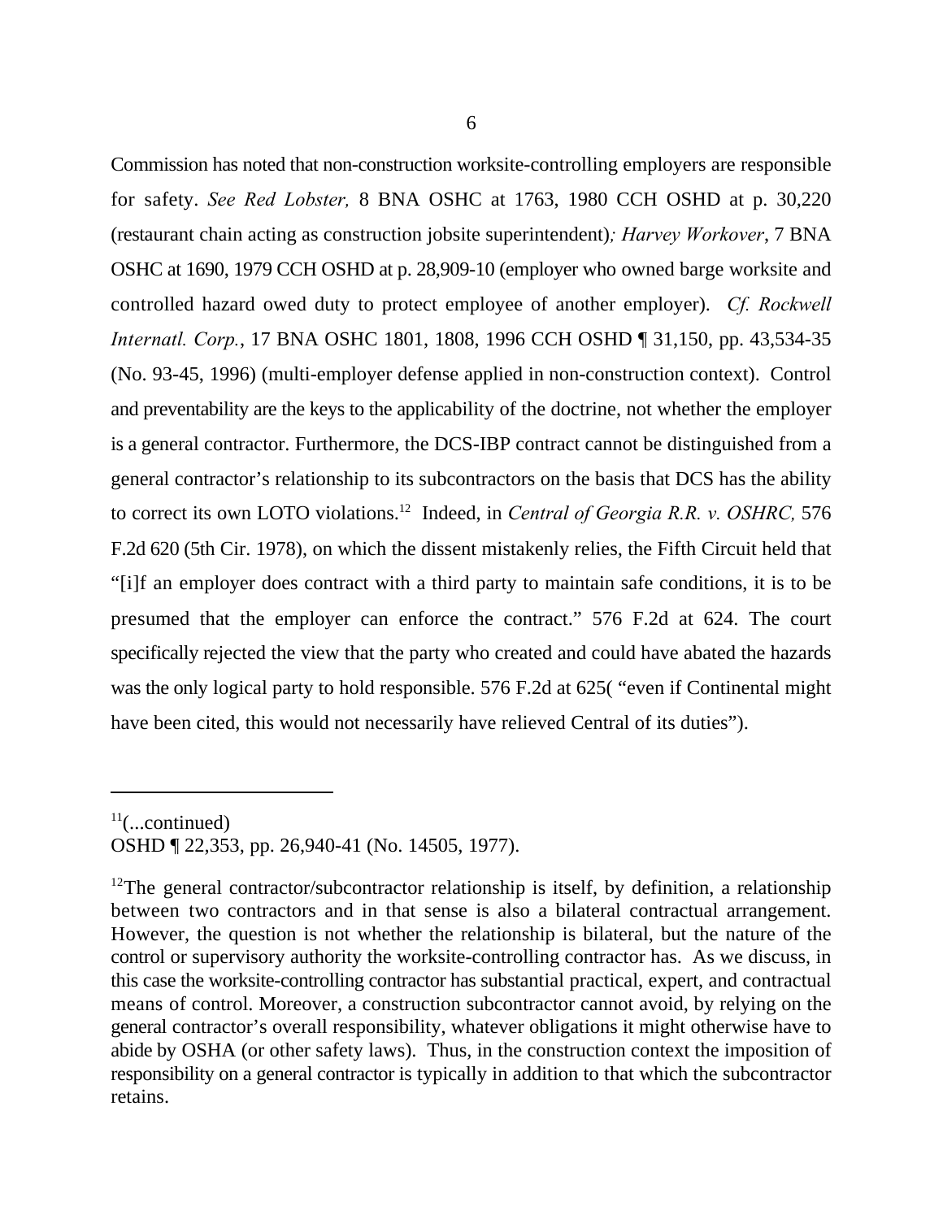Commission has noted that non-construction worksite-controlling employers are responsible for safety. *See Red Lobster,* 8 BNA OSHC at 1763, 1980 CCH OSHD at p. 30,220 (restaurant chain acting as construction jobsite superintendent)*; Harvey Workover*, 7 BNA OSHC at 1690, 1979 CCH OSHD at p. 28,909-10 (employer who owned barge worksite and controlled hazard owed duty to protect employee of another employer). *Cf. Rockwell Internatl. Corp.*, 17 BNA OSHC 1801, 1808, 1996 CCH OSHD ¶ 31,150, pp. 43,534-35 (No. 93-45, 1996) (multi-employer defense applied in non-construction context). Control and preventability are the keys to the applicability of the doctrine, not whether the employer is a general contractor. Furthermore, the DCS-IBP contract cannot be distinguished from a general contractor's relationship to its subcontractors on the basis that DCS has the ability to correct its own LOTO violations.[12] Indeed, in *Central of Georgia R.R. v. OSHRC,* 576 F.2d 620 (5th Cir. 1978), on which the dissent mistakenly relies, the Fifth Circuit held that "[i]f an employer does contract with a third party to maintain safe conditions, it is to be presumed that the employer can enforce the contract." 576 F.2d at 624. The court specifically rejected the view that the party who created and could have abated the hazards was the only logical party to hold responsible. 576 F.2d at 625( "even if Continental might have been cited, this would not necessarily have relieved Central of its duties").

---

[11](...continued)
OSHD ¶ 22,353, pp. 26,940-41 (No. 14505, 1977).

[12]The general contractor/subcontractor relationship is itself, by definition, a relationship between two contractors and in that sense is also a bilateral contractual arrangement. However, the question is not whether the relationship is bilateral, but the nature of the control or supervisory authority the worksite-controlling contractor has. As we discuss, in this case the worksite-controlling contractor has substantial practical, expert, and contractual means of control. Moreover, a construction subcontractor cannot avoid, by relying on the general contractor's overall responsibility, whatever obligations it might otherwise have to abide by OSHA (or other safety laws). Thus, in the construction context the imposition of responsibility on a general contractor is typically in addition to that which the subcontractor retains.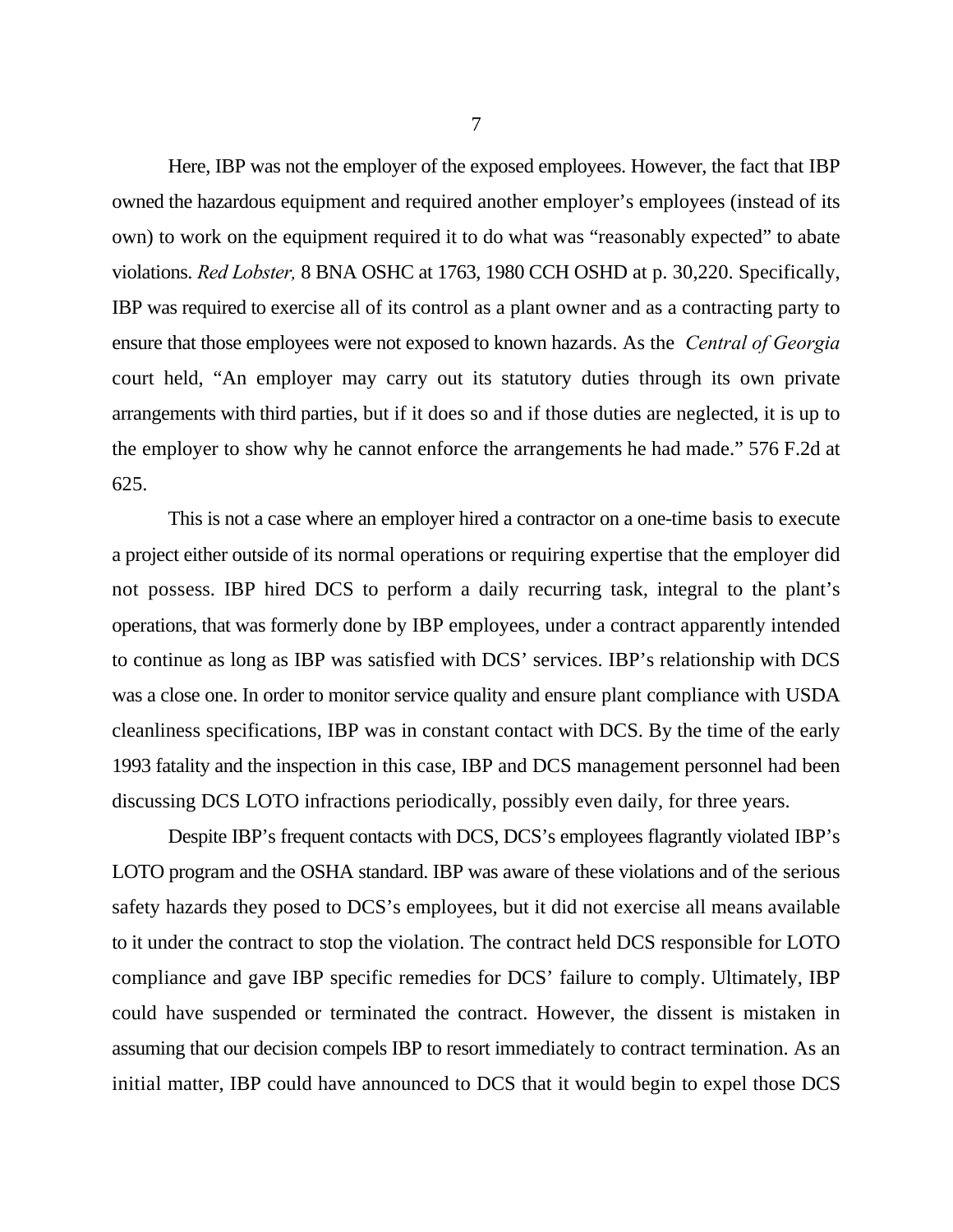Here, IBP was not the employer of the exposed employees. However, the fact that IBP owned the hazardous equipment and required another employer's employees (instead of its own) to work on the equipment required it to do what was "reasonably expected" to abate violations. *Red Lobster,* 8 BNA OSHC at 1763, 1980 CCH OSHD at p. 30,220. Specifically, IBP was required to exercise all of its control as a plant owner and as a contracting party to ensure that those employees were not exposed to known hazards. As the *Central of Georgia* court held, "An employer may carry out its statutory duties through its own private arrangements with third parties, but if it does so and if those duties are neglected, it is up to the employer to show why he cannot enforce the arrangements he had made." 576 F.2d at 625.

This is not a case where an employer hired a contractor on a one-time basis to execute a project either outside of its normal operations or requiring expertise that the employer did not possess. IBP hired DCS to perform a daily recurring task, integral to the plant's operations, that was formerly done by IBP employees, under a contract apparently intended to continue as long as IBP was satisfied with DCS' services. IBP's relationship with DCS was a close one. In order to monitor service quality and ensure plant compliance with USDA cleanliness specifications, IBP was in constant contact with DCS. By the time of the early 1993 fatality and the inspection in this case, IBP and DCS management personnel had been discussing DCS LOTO infractions periodically, possibly even daily, for three years.

Despite IBP's frequent contacts with DCS, DCS's employees flagrantly violated IBP's LOTO program and the OSHA standard. IBP was aware of these violations and of the serious safety hazards they posed to DCS's employees, but it did not exercise all means available to it under the contract to stop the violation. The contract held DCS responsible for LOTO compliance and gave IBP specific remedies for DCS' failure to comply. Ultimately, IBP could have suspended or terminated the contract. However, the dissent is mistaken in assuming that our decision compels IBP to resort immediately to contract termination. As an initial matter, IBP could have announced to DCS that it would begin to expel those DCS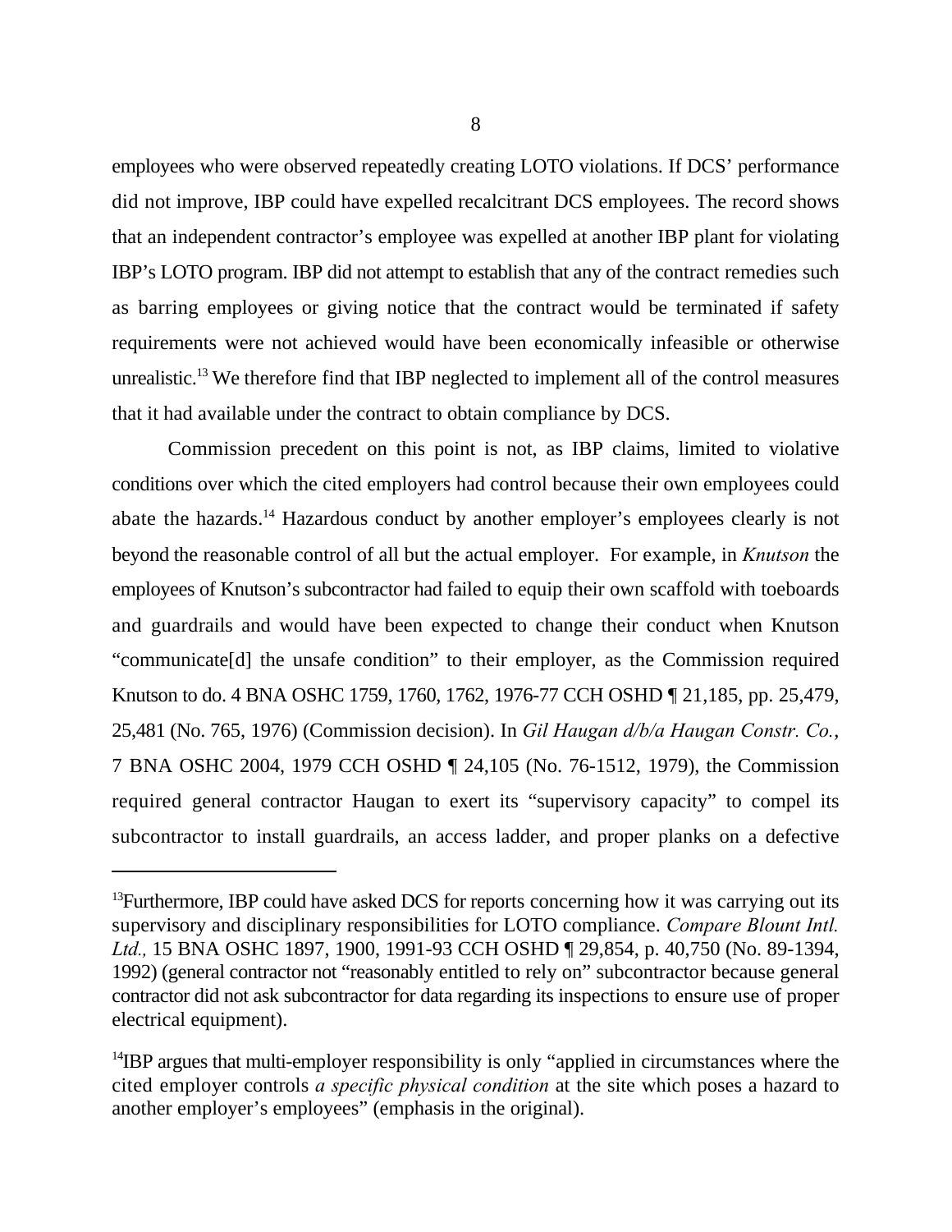employees who were observed repeatedly creating LOTO violations. If DCS' performance did not improve, IBP could have expelled recalcitrant DCS employees. The record shows that an independent contractor's employee was expelled at another IBP plant for violating IBP's LOTO program. IBP did not attempt to establish that any of the contract remedies such as barring employees or giving notice that the contract would be terminated if safety requirements were not achieved would have been economically infeasible or otherwise unrealistic.[13] We therefore find that IBP neglected to implement all of the control measures that it had available under the contract to obtain compliance by DCS.

Commission precedent on this point is not, as IBP claims, limited to violative conditions over which the cited employers had control because their own employees could abate the hazards.[14] Hazardous conduct by another employer's employees clearly is not beyond the reasonable control of all but the actual employer. For example, in *Knutson* the employees of Knutson's subcontractor had failed to equip their own scaffold with toeboards and guardrails and would have been expected to change their conduct when Knutson "communicate[d] the unsafe condition" to their employer, as the Commission required Knutson to do. 4 BNA OSHC 1759, 1760, 1762, 1976-77 CCH OSHD ¶ 21,185, pp. 25,479, 25,481 (No. 765, 1976) (Commission decision). In *Gil Haugan d/b/a Haugan Constr. Co.*, 7 BNA OSHC 2004, 1979 CCH OSHD ¶ 24,105 (No. 76-1512, 1979), the Commission required general contractor Haugan to exert its "supervisory capacity" to compel its subcontractor to install guardrails, an access ladder, and proper planks on a defective

---

[13]Furthermore, IBP could have asked DCS for reports concerning how it was carrying out its supervisory and disciplinary responsibilities for LOTO compliance. *Compare Blount Intl. Ltd.,* 15 BNA OSHC 1897, 1900, 1991-93 CCH OSHD ¶ 29,854, p. 40,750 (No. 89-1394, 1992) (general contractor not "reasonably entitled to rely on" subcontractor because general contractor did not ask subcontractor for data regarding its inspections to ensure use of proper electrical equipment).

[14]IBP argues that multi-employer responsibility is only "applied in circumstances where the cited employer controls *a specific physical condition* at the site which poses a hazard to another employer's employees" (emphasis in the original).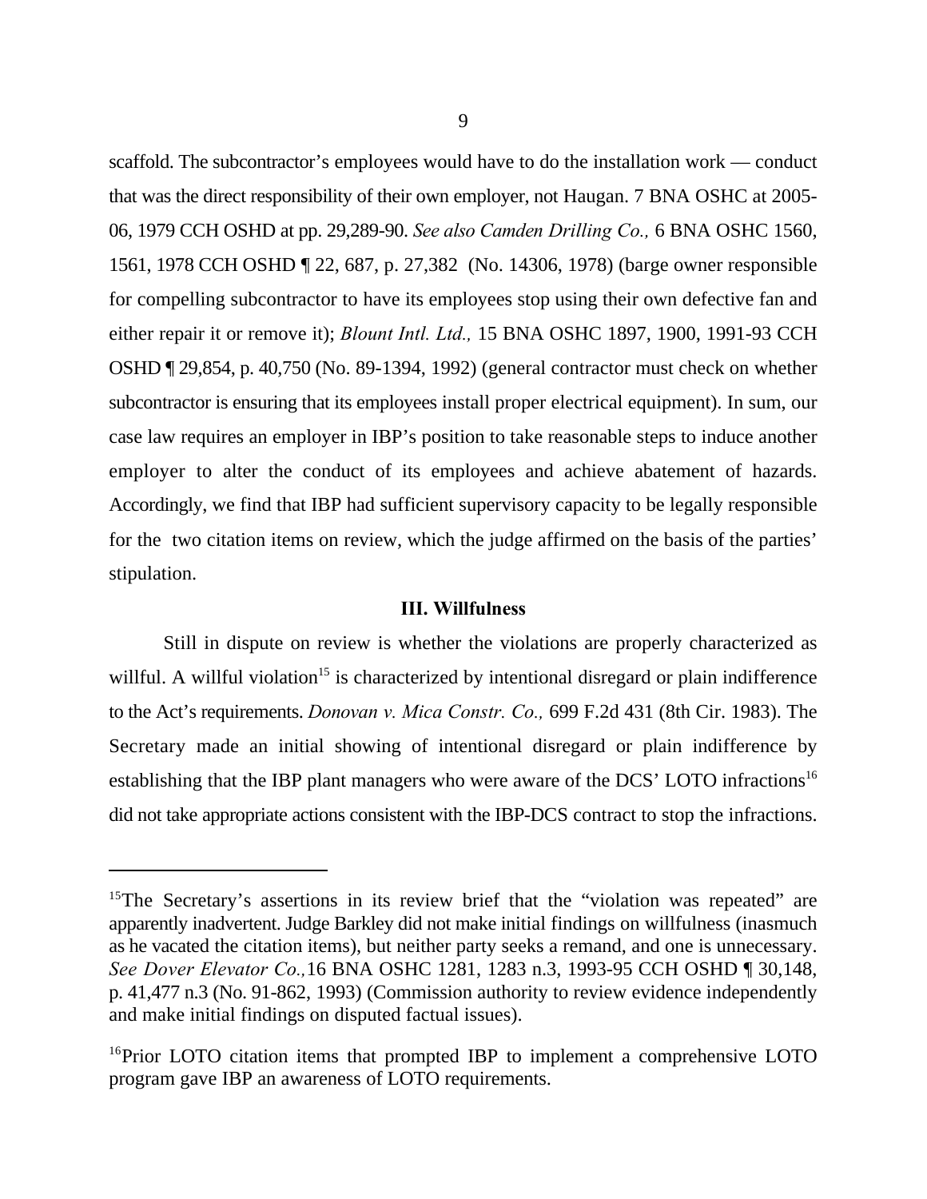scaffold. The subcontractor's employees would have to do the installation work — conduct that was the direct responsibility of their own employer, not Haugan. 7 BNA OSHC at 2005-06, 1979 CCH OSHD at pp. 29,289-90. *See also Camden Drilling Co.,* 6 BNA OSHC 1560, 1561, 1978 CCH OSHD ¶ 22, 687, p. 27,382 (No. 14306, 1978) (barge owner responsible for compelling subcontractor to have its employees stop using their own defective fan and either repair it or remove it); *Blount Intl. Ltd.,* 15 BNA OSHC 1897, 1900, 1991-93 CCH OSHD ¶ 29,854, p. 40,750 (No. 89-1394, 1992) (general contractor must check on whether subcontractor is ensuring that its employees install proper electrical equipment). In sum, our case law requires an employer in IBP's position to take reasonable steps to induce another employer to alter the conduct of its employees and achieve abatement of hazards. Accordingly, we find that IBP had sufficient supervisory capacity to be legally responsible for the two citation items on review, which the judge affirmed on the basis of the parties' stipulation.

## III. Willfulness

Still in dispute on review is whether the violations are properly characterized as willful. A willful violation[15] is characterized by intentional disregard or plain indifference to the Act's requirements. *Donovan v. Mica Constr. Co.,* 699 F.2d 431 (8th Cir. 1983). The Secretary made an initial showing of intentional disregard or plain indifference by establishing that the IBP plant managers who were aware of the DCS' LOTO infractions[16] did not take appropriate actions consistent with the IBP-DCS contract to stop the infractions.

---

[15]The Secretary's assertions in its review brief that the "violation was repeated" are apparently inadvertent. Judge Barkley did not make initial findings on willfulness (inasmuch as he vacated the citation items), but neither party seeks a remand, and one is unnecessary. *See Dover Elevator Co.,* 16 BNA OSHC 1281, 1283 n.3, 1993-95 CCH OSHD ¶ 30,148, p. 41,477 n.3 (No. 91-862, 1993) (Commission authority to review evidence independently and make initial findings on disputed factual issues).

[16]Prior LOTO citation items that prompted IBP to implement a comprehensive LOTO program gave IBP an awareness of LOTO requirements.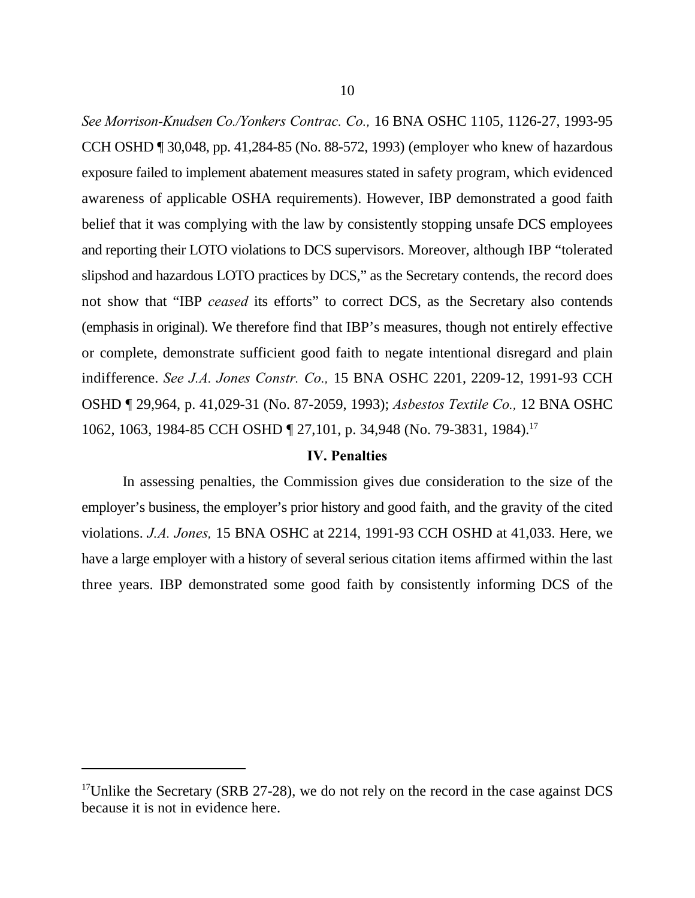*See Morrison-Knudsen Co./Yonkers Contrac. Co.,* 16 BNA OSHC 1105, 1126-27, 1993-95 CCH OSHD ¶ 30,048, pp. 41,284-85 (No. 88-572, 1993) (employer who knew of hazardous exposure failed to implement abatement measures stated in safety program, which evidenced awareness of applicable OSHA requirements). However, IBP demonstrated a good faith belief that it was complying with the law by consistently stopping unsafe DCS employees and reporting their LOTO violations to DCS supervisors. Moreover, although IBP "tolerated slipshod and hazardous LOTO practices by DCS," as the Secretary contends, the record does not show that "IBP *ceased* its efforts" to correct DCS, as the Secretary also contends (emphasis in original). We therefore find that IBP's measures, though not entirely effective or complete, demonstrate sufficient good faith to negate intentional disregard and plain indifference. *See J.A. Jones Constr. Co.,* 15 BNA OSHC 2201, 2209-12, 1991-93 CCH OSHD ¶ 29,964, p. 41,029-31 (No. 87-2059, 1993); *Asbestos Textile Co.,* 12 BNA OSHC 1062, 1063, 1984-85 CCH OSHD ¶ 27,101, p. 34,948 (No. 79-3831, 1984).[17]

## IV. Penalties

In assessing penalties, the Commission gives due consideration to the size of the employer's business, the employer's prior history and good faith, and the gravity of the cited violations. *J.A. Jones,* 15 BNA OSHC at 2214, 1991-93 CCH OSHD at 41,033. Here, we have a large employer with a history of several serious citation items affirmed within the last three years. IBP demonstrated some good faith by consistently informing DCS of the

---

[17]Unlike the Secretary (SRB 27-28), we do not rely on the record in the case against DCS because it is not in evidence here.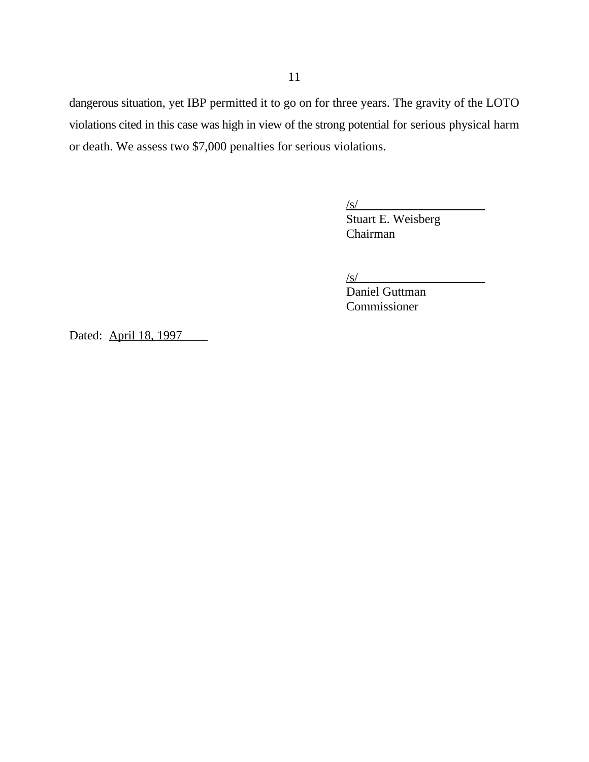dangerous situation, yet IBP permitted it to go on for three years. The gravity of the LOTO violations cited in this case was high in view of the strong potential for serious physical harm or death. We assess two $7,000 penalties for serious violations.

/s/
Stuart E. Weisberg
Chairman

/s/
Daniel Guttman
Commissioner

Dated: April 18, 1997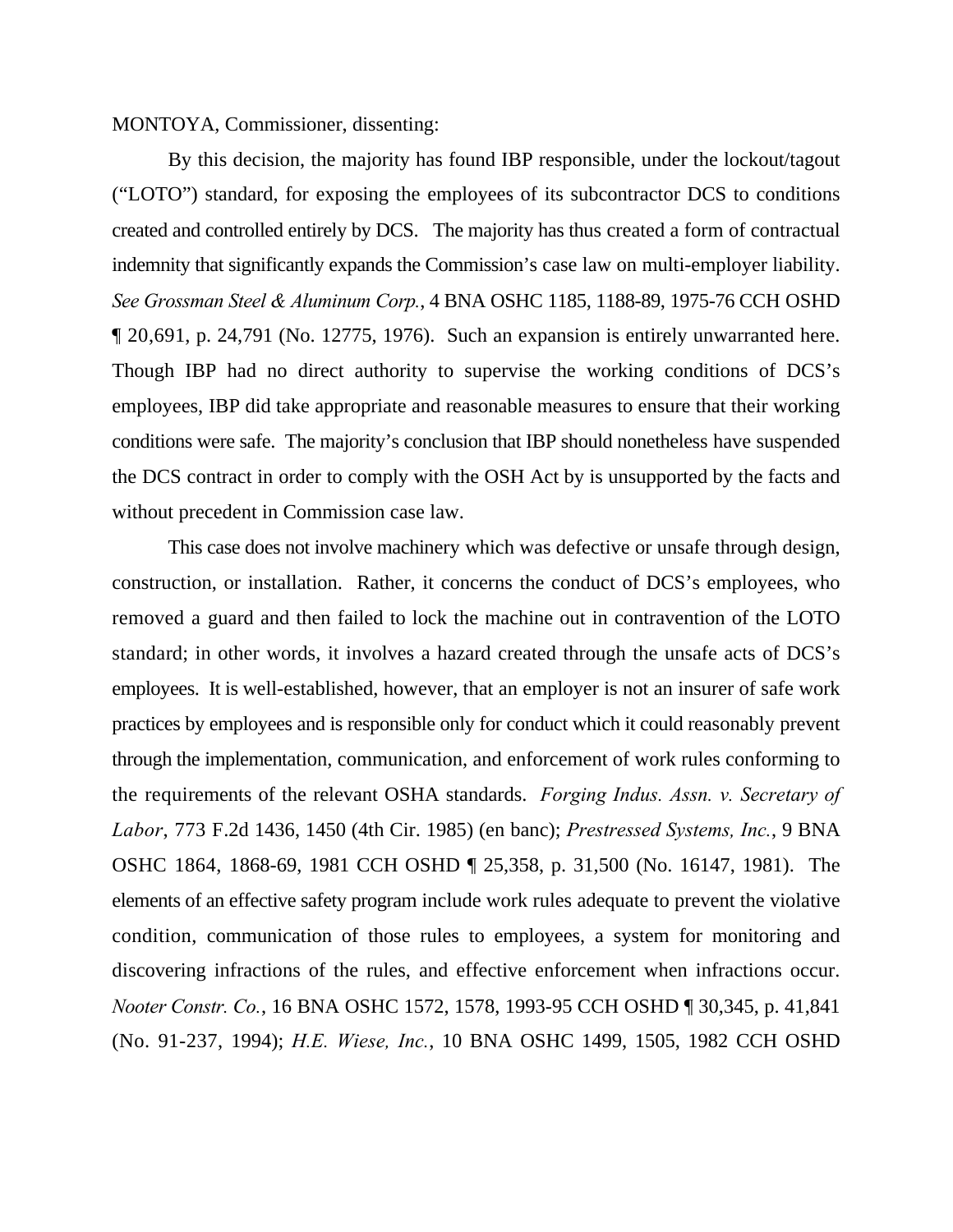MONTOYA, Commissioner, dissenting:

By this decision, the majority has found IBP responsible, under the lockout/tagout ("LOTO") standard, for exposing the employees of its subcontractor DCS to conditions created and controlled entirely by DCS. The majority has thus created a form of contractual indemnity that significantly expands the Commission's case law on multi-employer liability. *See Grossman Steel & Aluminum Corp.*, 4 BNA OSHC 1185, 1188-89, 1975-76 CCH OSHD ¶ 20,691, p. 24,791 (No. 12775, 1976). Such an expansion is entirely unwarranted here. Though IBP had no direct authority to supervise the working conditions of DCS's employees, IBP did take appropriate and reasonable measures to ensure that their working conditions were safe. The majority's conclusion that IBP should nonetheless have suspended the DCS contract in order to comply with the OSH Act by is unsupported by the facts and without precedent in Commission case law.

This case does not involve machinery which was defective or unsafe through design, construction, or installation. Rather, it concerns the conduct of DCS's employees, who removed a guard and then failed to lock the machine out in contravention of the LOTO standard; in other words, it involves a hazard created through the unsafe acts of DCS's employees. It is well-established, however, that an employer is not an insurer of safe work practices by employees and is responsible only for conduct which it could reasonably prevent through the implementation, communication, and enforcement of work rules conforming to the requirements of the relevant OSHA standards. *Forging Indus. Assn. v. Secretary of Labor*, 773 F.2d 1436, 1450 (4th Cir. 1985) (en banc); *Prestressed Systems, Inc.*, 9 BNA OSHC 1864, 1868-69, 1981 CCH OSHD ¶ 25,358, p. 31,500 (No. 16147, 1981). The elements of an effective safety program include work rules adequate to prevent the violative condition, communication of those rules to employees, a system for monitoring and discovering infractions of the rules, and effective enforcement when infractions occur. *Nooter Constr. Co.*, 16 BNA OSHC 1572, 1578, 1993-95 CCH OSHD ¶ 30,345, p. 41,841 (No. 91-237, 1994); *H.E. Wiese, Inc.*, 10 BNA OSHC 1499, 1505, 1982 CCH OSHD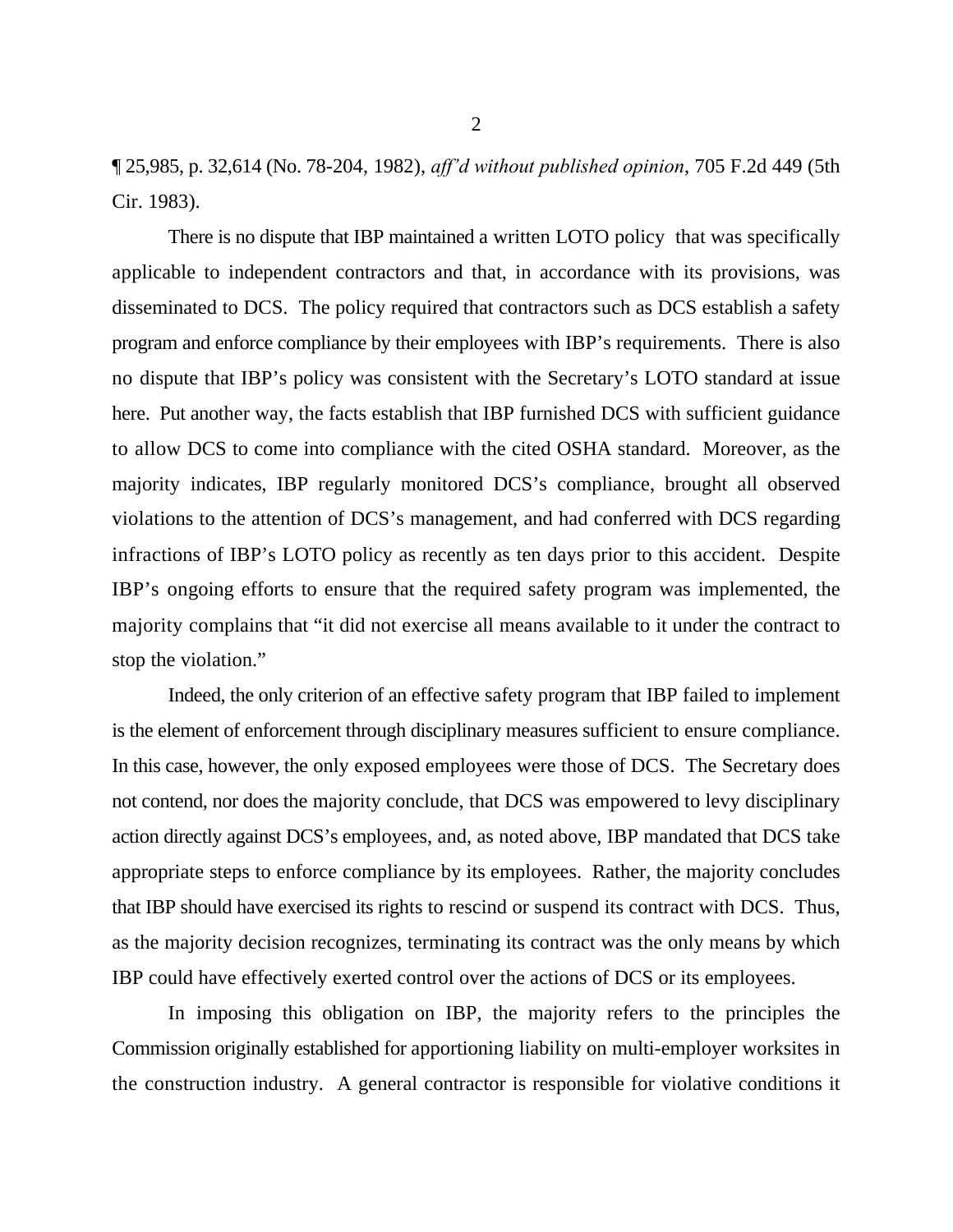¶ 25,985, p. 32,614 (No. 78-204, 1982), *aff'd without published opinion*, 705 F.2d 449 (5th Cir. 1983).

There is no dispute that IBP maintained a written LOTO policy that was specifically applicable to independent contractors and that, in accordance with its provisions, was disseminated to DCS. The policy required that contractors such as DCS establish a safety program and enforce compliance by their employees with IBP's requirements. There is also no dispute that IBP's policy was consistent with the Secretary's LOTO standard at issue here. Put another way, the facts establish that IBP furnished DCS with sufficient guidance to allow DCS to come into compliance with the cited OSHA standard. Moreover, as the majority indicates, IBP regularly monitored DCS's compliance, brought all observed violations to the attention of DCS's management, and had conferred with DCS regarding infractions of IBP's LOTO policy as recently as ten days prior to this accident. Despite IBP's ongoing efforts to ensure that the required safety program was implemented, the majority complains that "it did not exercise all means available to it under the contract to stop the violation."

Indeed, the only criterion of an effective safety program that IBP failed to implement is the element of enforcement through disciplinary measures sufficient to ensure compliance. In this case, however, the only exposed employees were those of DCS. The Secretary does not contend, nor does the majority conclude, that DCS was empowered to levy disciplinary action directly against DCS's employees, and, as noted above, IBP mandated that DCS take appropriate steps to enforce compliance by its employees. Rather, the majority concludes that IBP should have exercised its rights to rescind or suspend its contract with DCS. Thus, as the majority decision recognizes, terminating its contract was the only means by which IBP could have effectively exerted control over the actions of DCS or its employees.

In imposing this obligation on IBP, the majority refers to the principles the Commission originally established for apportioning liability on multi-employer worksites in the construction industry. A general contractor is responsible for violative conditions it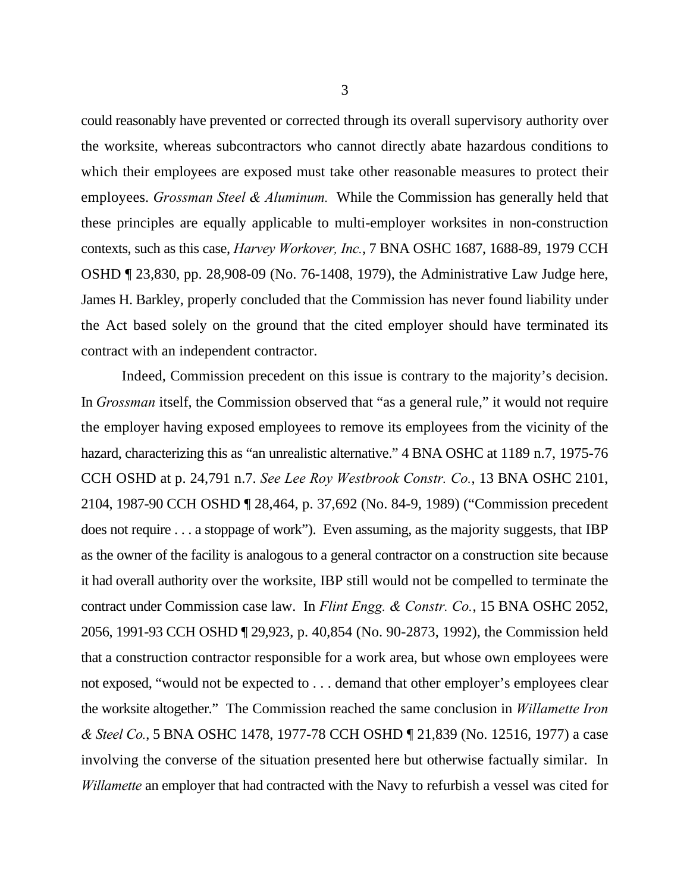could reasonably have prevented or corrected through its overall supervisory authority over the worksite, whereas subcontractors who cannot directly abate hazardous conditions to which their employees are exposed must take other reasonable measures to protect their employees. *Grossman Steel & Aluminum.* While the Commission has generally held that these principles are equally applicable to multi-employer worksites in non-construction contexts, such as this case, *Harvey Workover, Inc.*, 7 BNA OSHC 1687, 1688-89, 1979 CCH OSHD ¶ 23,830, pp. 28,908-09 (No. 76-1408, 1979), the Administrative Law Judge here, James H. Barkley, properly concluded that the Commission has never found liability under the Act based solely on the ground that the cited employer should have terminated its contract with an independent contractor.

Indeed, Commission precedent on this issue is contrary to the majority's decision. In *Grossman* itself, the Commission observed that "as a general rule," it would not require the employer having exposed employees to remove its employees from the vicinity of the hazard, characterizing this as "an unrealistic alternative." 4 BNA OSHC at 1189 n.7, 1975-76 CCH OSHD at p. 24,791 n.7. *See Lee Roy Westbrook Constr. Co.*, 13 BNA OSHC 2101, 2104, 1987-90 CCH OSHD ¶ 28,464, p. 37,692 (No. 84-9, 1989) ("Commission precedent does not require . . . a stoppage of work"). Even assuming, as the majority suggests, that IBP as the owner of the facility is analogous to a general contractor on a construction site because it had overall authority over the worksite, IBP still would not be compelled to terminate the contract under Commission case law. In *Flint Engg. & Constr. Co.*, 15 BNA OSHC 2052, 2056, 1991-93 CCH OSHD ¶ 29,923, p. 40,854 (No. 90-2873, 1992), the Commission held that a construction contractor responsible for a work area, but whose own employees were not exposed, "would not be expected to . . . demand that other employer's employees clear the worksite altogether." The Commission reached the same conclusion in *Willamette Iron & Steel Co.*, 5 BNA OSHC 1478, 1977-78 CCH OSHD ¶ 21,839 (No. 12516, 1977) a case involving the converse of the situation presented here but otherwise factually similar. In *Willamette* an employer that had contracted with the Navy to refurbish a vessel was cited for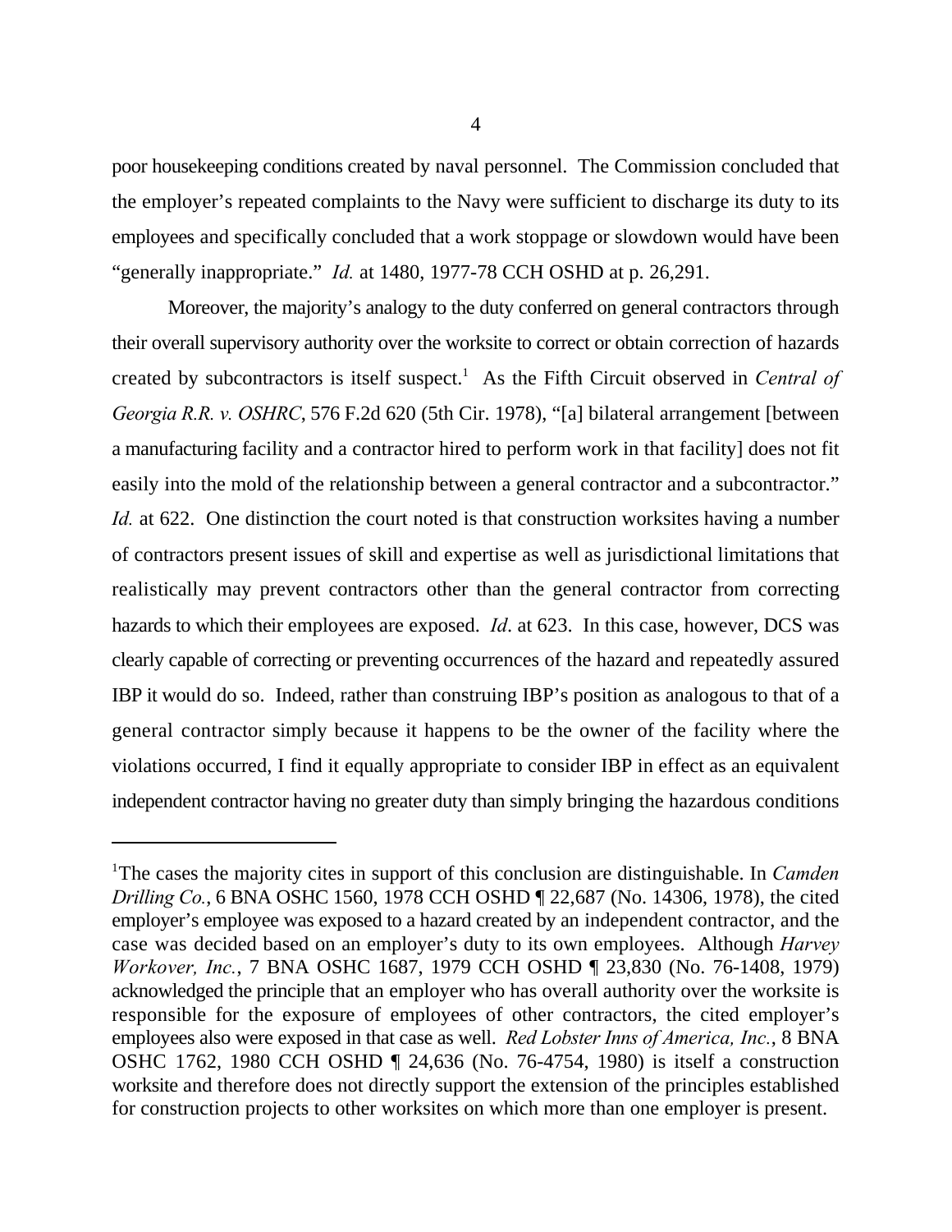poor housekeeping conditions created by naval personnel. The Commission concluded that the employer's repeated complaints to the Navy were sufficient to discharge its duty to its employees and specifically concluded that a work stoppage or slowdown would have been "generally inappropriate." *Id.* at 1480, 1977-78 CCH OSHD at p. 26,291.

Moreover, the majority's analogy to the duty conferred on general contractors through their overall supervisory authority over the worksite to correct or obtain correction of hazards created by subcontractors is itself suspect.[1] As the Fifth Circuit observed in *Central of Georgia R.R. v. OSHRC*, 576 F.2d 620 (5th Cir. 1978), "[a] bilateral arrangement [between a manufacturing facility and a contractor hired to perform work in that facility] does not fit easily into the mold of the relationship between a general contractor and a subcontractor." *Id.* at 622. One distinction the court noted is that construction worksites having a number of contractors present issues of skill and expertise as well as jurisdictional limitations that realistically may prevent contractors other than the general contractor from correcting hazards to which their employees are exposed. *Id*. at 623. In this case, however, DCS was clearly capable of correcting or preventing occurrences of the hazard and repeatedly assured IBP it would do so. Indeed, rather than construing IBP's position as analogous to that of a general contractor simply because it happens to be the owner of the facility where the violations occurred, I find it equally appropriate to consider IBP in effect as an equivalent independent contractor having no greater duty than simply bringing the hazardous conditions

---

[1]The cases the majority cites in support of this conclusion are distinguishable. In *Camden Drilling Co.*, 6 BNA OSHC 1560, 1978 CCH OSHD ¶ 22,687 (No. 14306, 1978), the cited employer's employee was exposed to a hazard created by an independent contractor, and the case was decided based on an employer's duty to its own employees. Although *Harvey Workover, Inc.*, 7 BNA OSHC 1687, 1979 CCH OSHD ¶ 23,830 (No. 76-1408, 1979) acknowledged the principle that an employer who has overall authority over the worksite is responsible for the exposure of employees of other contractors, the cited employer's employees also were exposed in that case as well. *Red Lobster Inns of America, Inc.*, 8 BNA OSHC 1762, 1980 CCH OSHD ¶ 24,636 (No. 76-4754, 1980) is itself a construction worksite and therefore does not directly support the extension of the principles established for construction projects to other worksites on which more than one employer is present.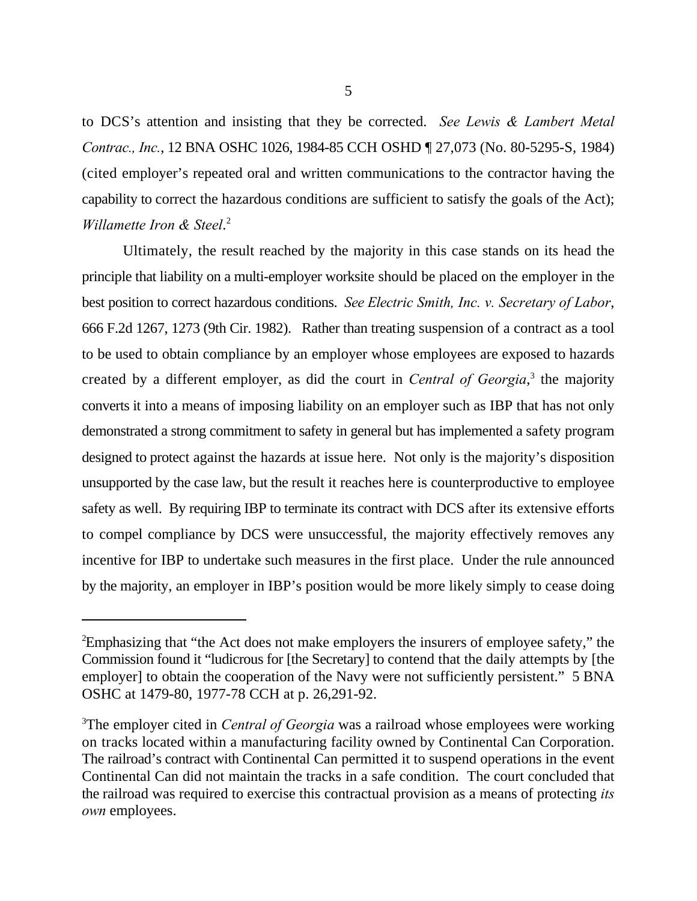to DCS's attention and insisting that they be corrected. *See Lewis & Lambert Metal Contrac., Inc.*, 12 BNA OSHC 1026, 1984-85 CCH OSHD ¶ 27,073 (No. 80-5295-S, 1984) (cited employer's repeated oral and written communications to the contractor having the capability to correct the hazardous conditions are sufficient to satisfy the goals of the Act); *Willamette Iron & Steel*.[2]

Ultimately, the result reached by the majority in this case stands on its head the principle that liability on a multi-employer worksite should be placed on the employer in the best position to correct hazardous conditions. *See Electric Smith, Inc. v. Secretary of Labor*, 666 F.2d 1267, 1273 (9th Cir. 1982). Rather than treating suspension of a contract as a tool to be used to obtain compliance by an employer whose employees are exposed to hazards created by a different employer, as did the court in *Central of Georgia*,[3] the majority converts it into a means of imposing liability on an employer such as IBP that has not only demonstrated a strong commitment to safety in general but has implemented a safety program designed to protect against the hazards at issue here. Not only is the majority's disposition unsupported by the case law, but the result it reaches here is counterproductive to employee safety as well. By requiring IBP to terminate its contract with DCS after its extensive efforts to compel compliance by DCS were unsuccessful, the majority effectively removes any incentive for IBP to undertake such measures in the first place. Under the rule announced by the majority, an employer in IBP's position would be more likely simply to cease doing

---

[2]Emphasizing that "the Act does not make employers the insurers of employee safety," the Commission found it "ludicrous for [the Secretary] to contend that the daily attempts by [the employer] to obtain the cooperation of the Navy were not sufficiently persistent." 5 BNA OSHC at 1479-80, 1977-78 CCH at p. 26,291-92.

[3]The employer cited in *Central of Georgia* was a railroad whose employees were working on tracks located within a manufacturing facility owned by Continental Can Corporation. The railroad's contract with Continental Can permitted it to suspend operations in the event Continental Can did not maintain the tracks in a safe condition. The court concluded that the railroad was required to exercise this contractual provision as a means of protecting *its own* employees.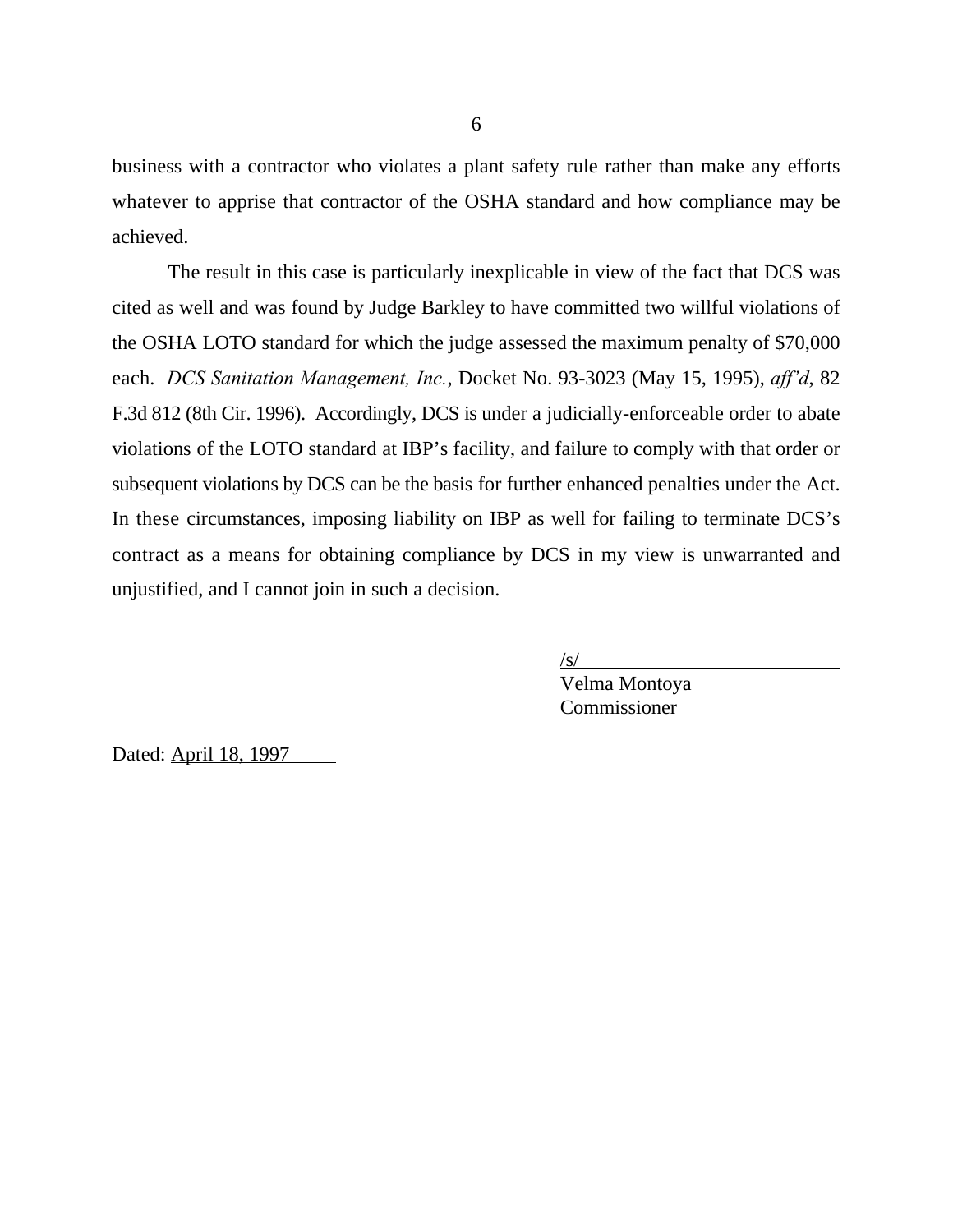business with a contractor who violates a plant safety rule rather than make any efforts whatever to apprise that contractor of the OSHA standard and how compliance may be achieved.

The result in this case is particularly inexplicable in view of the fact that DCS was cited as well and was found by Judge Barkley to have committed two willful violations of the OSHA LOTO standard for which the judge assessed the maximum penalty of $70,000 each. *DCS Sanitation Management, Inc.*, Docket No. 93-3023 (May 15, 1995), *aff'd*, 82 F.3d 812 (8th Cir. 1996). Accordingly, DCS is under a judicially-enforceable order to abate violations of the LOTO standard at IBP's facility, and failure to comply with that order or subsequent violations by DCS can be the basis for further enhanced penalties under the Act. In these circumstances, imposing liability on IBP as well for failing to terminate DCS's contract as a means for obtaining compliance by DCS in my view is unwarranted and unjustified, and I cannot join in such a decision.

/s/
Velma Montoya
Commissioner

Dated: April 18, 1997